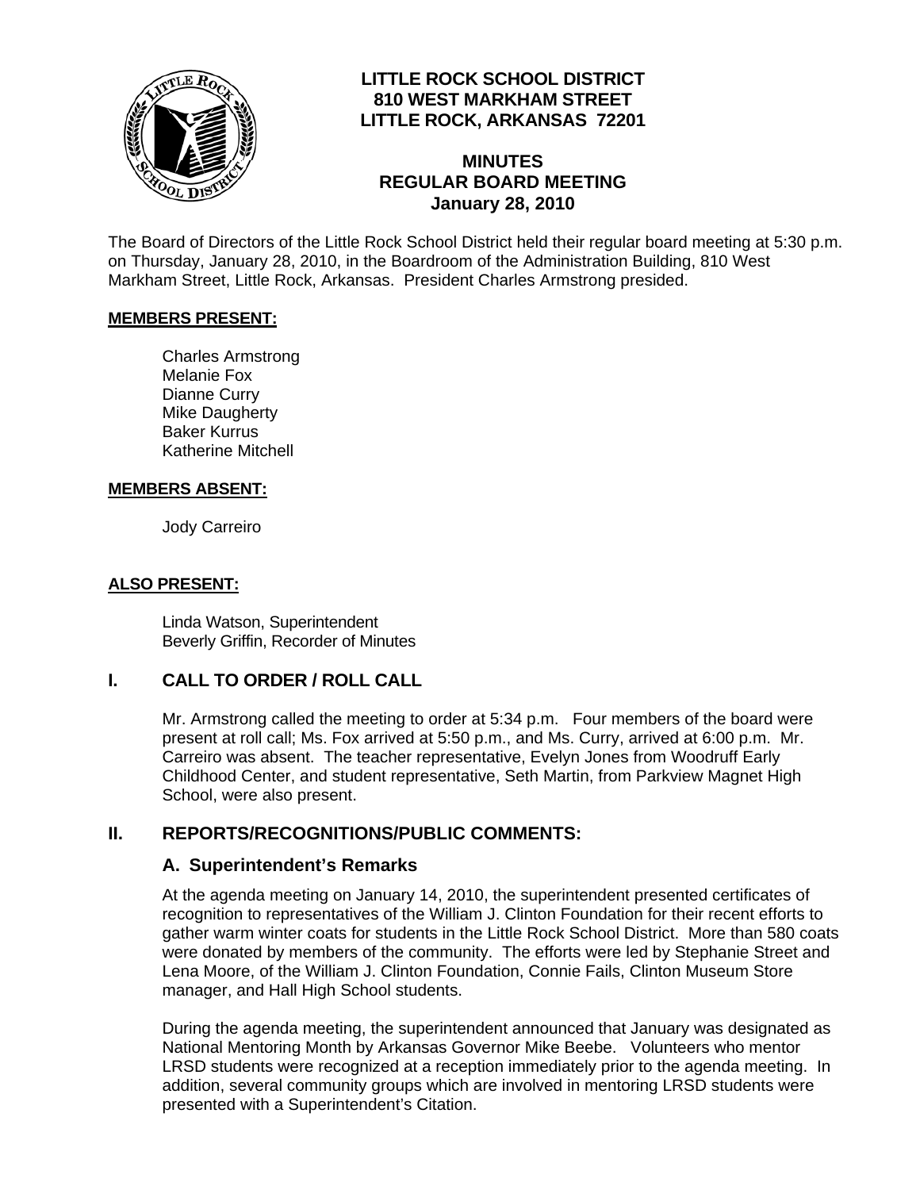# LITTLE ROCK SCHOOL DISTRICT
**810 WEST MARKHAM STREET**
**LITTLE ROCK, ARKANSAS 72201**

## MINUTES
## REGULAR BOARD MEETING
## January 28, 2010

The Board of Directors of the Little Rock School District held their regular board meeting at 5:30 p.m. on Thursday, January 28, 2010, in the Boardroom of the Administration Building, 810 West Markham Street, Little Rock, Arkansas. President Charles Armstrong presided.

**MEMBERS PRESENT:**

Charles Armstrong
Melanie Fox
Dianne Curry
Mike Daugherty
Baker Kurrus
Katherine Mitchell

**MEMBERS ABSENT:**

Jody Carreiro

**ALSO PRESENT:**

Linda Watson, Superintendent
Beverly Griffin, Recorder of Minutes

## I. CALL TO ORDER / ROLL CALL

Mr. Armstrong called the meeting to order at 5:34 p.m. Four members of the board were present at roll call; Ms. Fox arrived at 5:50 p.m., and Ms. Curry, arrived at 6:00 p.m. Mr. Carreiro was absent. The teacher representative, Evelyn Jones from Woodruff Early Childhood Center, and student representative, Seth Martin, from Parkview Magnet High School, were also present.

## II. REPORTS/RECOGNITIONS/PUBLIC COMMENTS:

### A. Superintendent's Remarks

At the agenda meeting on January 14, 2010, the superintendent presented certificates of recognition to representatives of the William J. Clinton Foundation for their recent efforts to gather warm winter coats for students in the Little Rock School District. More than 580 coats were donated by members of the community. The efforts were led by Stephanie Street and Lena Moore, of the William J. Clinton Foundation, Connie Fails, Clinton Museum Store manager, and Hall High School students.

During the agenda meeting, the superintendent announced that January was designated as National Mentoring Month by Arkansas Governor Mike Beebe. Volunteers who mentor LRSD students were recognized at a reception immediately prior to the agenda meeting. In addition, several community groups which are involved in mentoring LRSD students were presented with a Superintendent's Citation.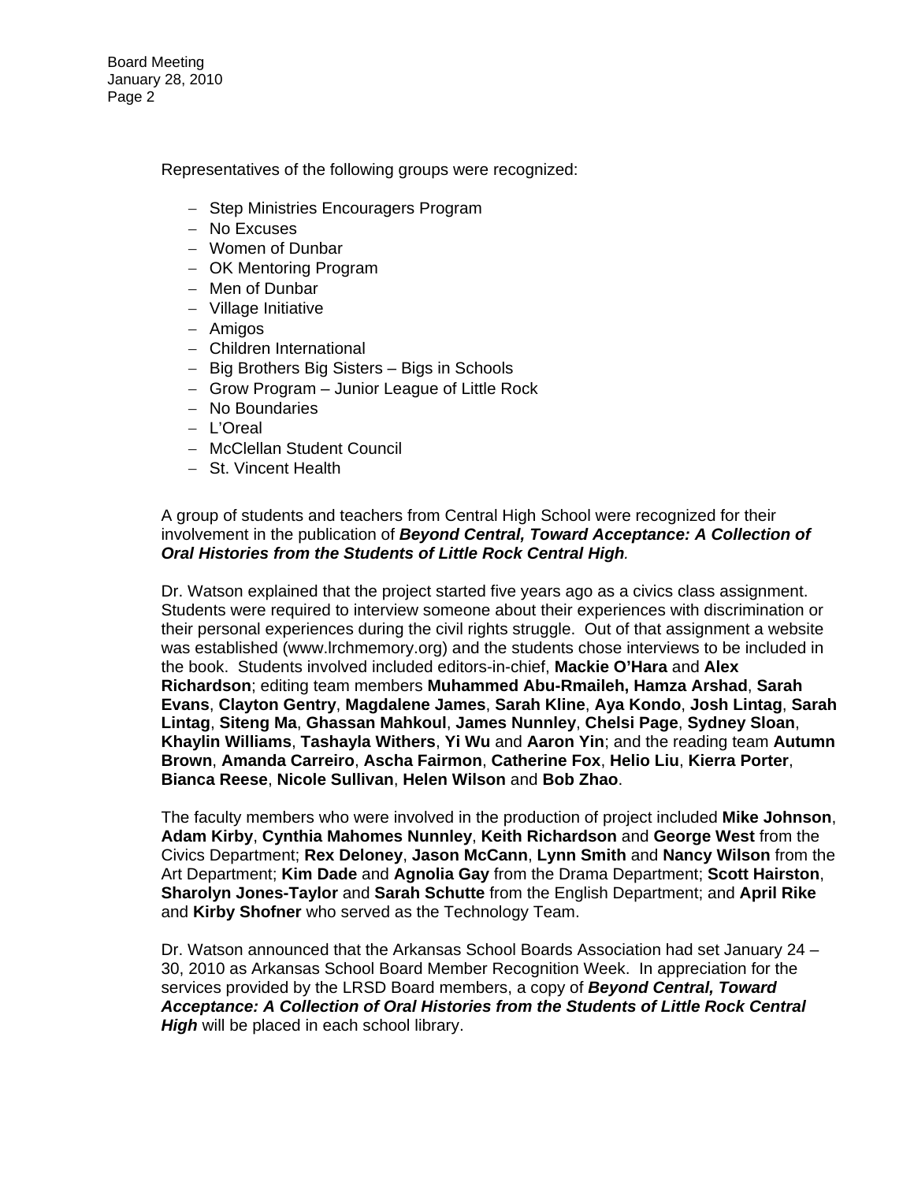Representatives of the following groups were recognized:

- Step Ministries Encouragers Program
- No Excuses
- Women of Dunbar
- OK Mentoring Program
- Men of Dunbar
- Village Initiative
- Amigos
- Children International
- Big Brothers Big Sisters – Bigs in Schools
- Grow Program – Junior League of Little Rock
- No Boundaries
- L'Oreal
- McClellan Student Council
- St. Vincent Health

A group of students and teachers from Central High School were recognized for their involvement in the publication of ***Beyond Central, Toward Acceptance: A Collection of Oral Histories from the Students of Little Rock Central High***.

Dr. Watson explained that the project started five years ago as a civics class assignment. Students were required to interview someone about their experiences with discrimination or their personal experiences during the civil rights struggle. Out of that assignment a website was established (www.lrchmemory.org) and the students chose interviews to be included in the book. Students involved included editors-in-chief, **Mackie O'Hara** and **Alex Richardson**; editing team members **Muhammed Abu-Rmaileh, Hamza Arshad**, **Sarah Evans**, **Clayton Gentry**, **Magdalene James**, **Sarah Kline**, **Aya Kondo**, **Josh Lintag**, **Sarah Lintag**, **Siteng Ma**, **Ghassan Mahkoul**, **James Nunnley**, **Chelsi Page**, **Sydney Sloan**, **Khaylin Williams**, **Tashayla Withers**, **Yi Wu** and **Aaron Yin**; and the reading team **Autumn Brown**, **Amanda Carreiro**, **Ascha Fairmon**, **Catherine Fox**, **Helio Liu**, **Kierra Porter**, **Bianca Reese**, **Nicole Sullivan**, **Helen Wilson** and **Bob Zhao**.

The faculty members who were involved in the production of project included **Mike Johnson**, **Adam Kirby**, **Cynthia Mahomes Nunnley**, **Keith Richardson** and **George West** from the Civics Department; **Rex Deloney**, **Jason McCann**, **Lynn Smith** and **Nancy Wilson** from the Art Department; **Kim Dade** and **Agnolia Gay** from the Drama Department; **Scott Hairston**, **Sharolyn Jones-Taylor** and **Sarah Schutte** from the English Department; and **April Rike** and **Kirby Shofner** who served as the Technology Team.

Dr. Watson announced that the Arkansas School Boards Association had set January 24 – 30, 2010 as Arkansas School Board Member Recognition Week. In appreciation for the services provided by the LRSD Board members, a copy of ***Beyond Central, Toward Acceptance: A Collection of Oral Histories from the Students of Little Rock Central High*** will be placed in each school library.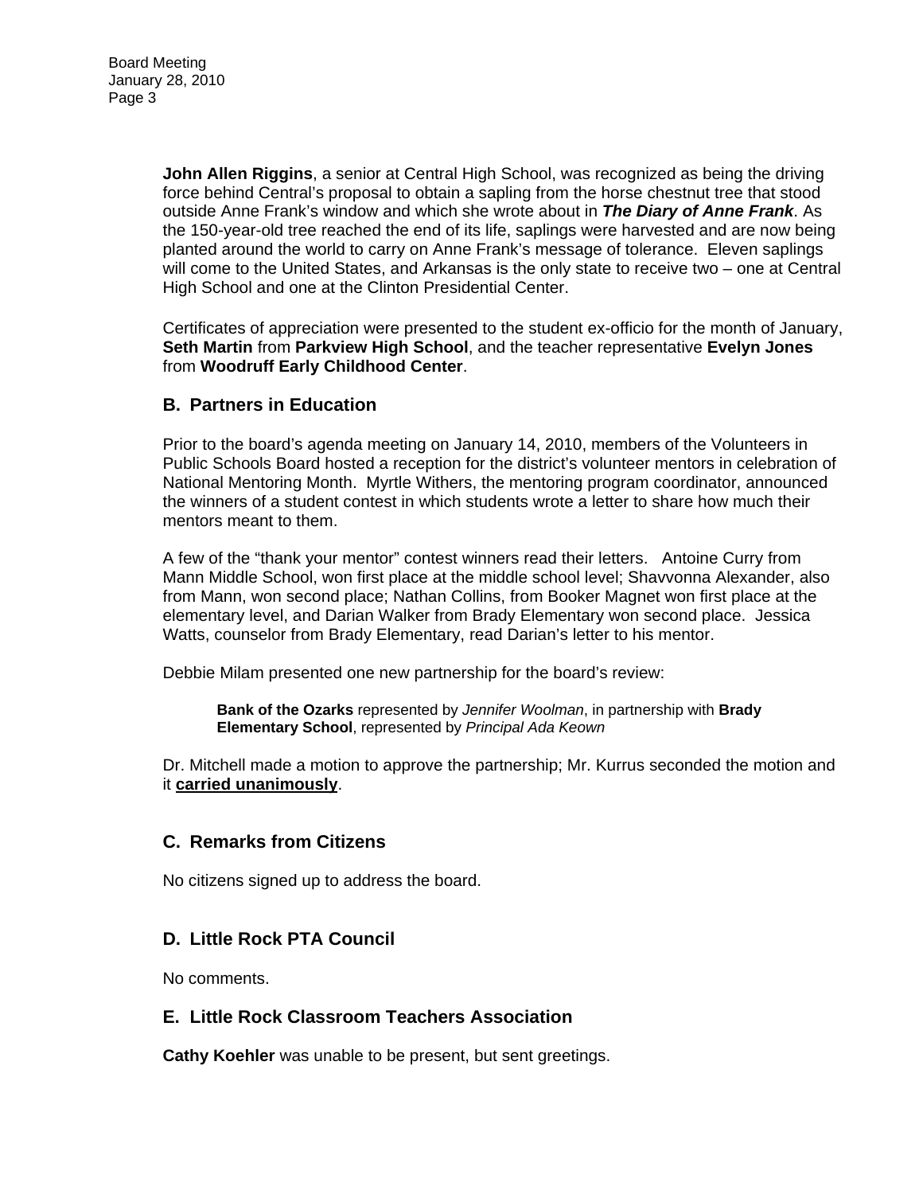**John Allen Riggins**, a senior at Central High School, was recognized as being the driving force behind Central's proposal to obtain a sapling from the horse chestnut tree that stood outside Anne Frank's window and which she wrote about in ***The Diary of Anne Frank***. As the 150-year-old tree reached the end of its life, saplings were harvested and are now being planted around the world to carry on Anne Frank's message of tolerance. Eleven saplings will come to the United States, and Arkansas is the only state to receive two – one at Central High School and one at the Clinton Presidential Center.

Certificates of appreciation were presented to the student ex-officio for the month of January, **Seth Martin** from **Parkview High School**, and the teacher representative **Evelyn Jones** from **Woodruff Early Childhood Center**.

## B. Partners in Education

Prior to the board's agenda meeting on January 14, 2010, members of the Volunteers in Public Schools Board hosted a reception for the district's volunteer mentors in celebration of National Mentoring Month. Myrtle Withers, the mentoring program coordinator, announced the winners of a student contest in which students wrote a letter to share how much their mentors meant to them.

A few of the "thank your mentor" contest winners read their letters. Antoine Curry from Mann Middle School, won first place at the middle school level; Shavvonna Alexander, also from Mann, won second place; Nathan Collins, from Booker Magnet won first place at the elementary level, and Darian Walker from Brady Elementary won second place. Jessica Watts, counselor from Brady Elementary, read Darian's letter to his mentor.

Debbie Milam presented one new partnership for the board's review:

> **Bank of the Ozarks** represented by *Jennifer Woolman*, in partnership with **Brady Elementary School**, represented by *Principal Ada Keown*

Dr. Mitchell made a motion to approve the partnership; Mr. Kurrus seconded the motion and it **carried unanimously**.

## C. Remarks from Citizens

No citizens signed up to address the board.

## D. Little Rock PTA Council

No comments.

## E. Little Rock Classroom Teachers Association

**Cathy Koehler** was unable to be present, but sent greetings.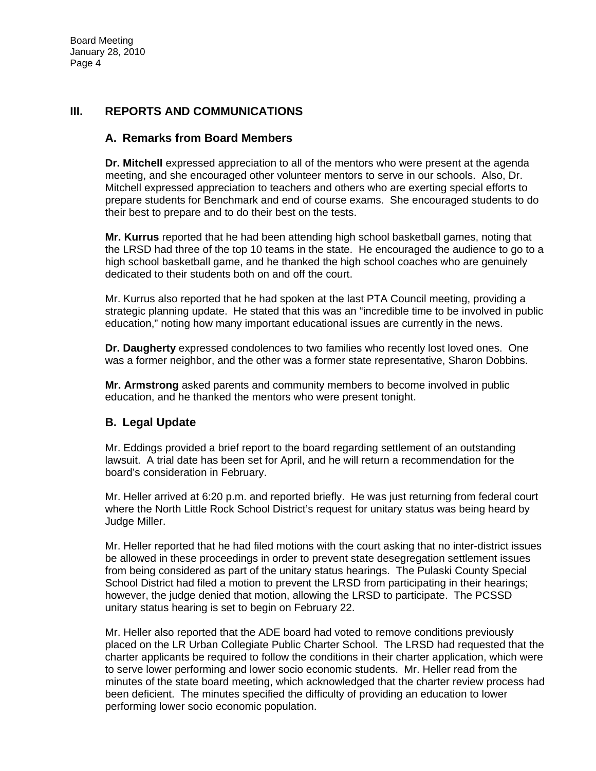## III. REPORTS AND COMMUNICATIONS

### A. Remarks from Board Members

**Dr. Mitchell** expressed appreciation to all of the mentors who were present at the agenda meeting, and she encouraged other volunteer mentors to serve in our schools. Also, Dr. Mitchell expressed appreciation to teachers and others who are exerting special efforts to prepare students for Benchmark and end of course exams. She encouraged students to do their best to prepare and to do their best on the tests.

**Mr. Kurrus** reported that he had been attending high school basketball games, noting that the LRSD had three of the top 10 teams in the state. He encouraged the audience to go to a high school basketball game, and he thanked the high school coaches who are genuinely dedicated to their students both on and off the court.

Mr. Kurrus also reported that he had spoken at the last PTA Council meeting, providing a strategic planning update. He stated that this was an "incredible time to be involved in public education," noting how many important educational issues are currently in the news.

**Dr. Daugherty** expressed condolences to two families who recently lost loved ones. One was a former neighbor, and the other was a former state representative, Sharon Dobbins.

**Mr. Armstrong** asked parents and community members to become involved in public education, and he thanked the mentors who were present tonight.

### B. Legal Update

Mr. Eddings provided a brief report to the board regarding settlement of an outstanding lawsuit. A trial date has been set for April, and he will return a recommendation for the board's consideration in February.

Mr. Heller arrived at 6:20 p.m. and reported briefly. He was just returning from federal court where the North Little Rock School District's request for unitary status was being heard by Judge Miller.

Mr. Heller reported that he had filed motions with the court asking that no inter-district issues be allowed in these proceedings in order to prevent state desegregation settlement issues from being considered as part of the unitary status hearings. The Pulaski County Special School District had filed a motion to prevent the LRSD from participating in their hearings; however, the judge denied that motion, allowing the LRSD to participate. The PCSSD unitary status hearing is set to begin on February 22.

Mr. Heller also reported that the ADE board had voted to remove conditions previously placed on the LR Urban Collegiate Public Charter School. The LRSD had requested that the charter applicants be required to follow the conditions in their charter application, which were to serve lower performing and lower socio economic students. Mr. Heller read from the minutes of the state board meeting, which acknowledged that the charter review process had been deficient. The minutes specified the difficulty of providing an education to lower performing lower socio economic population.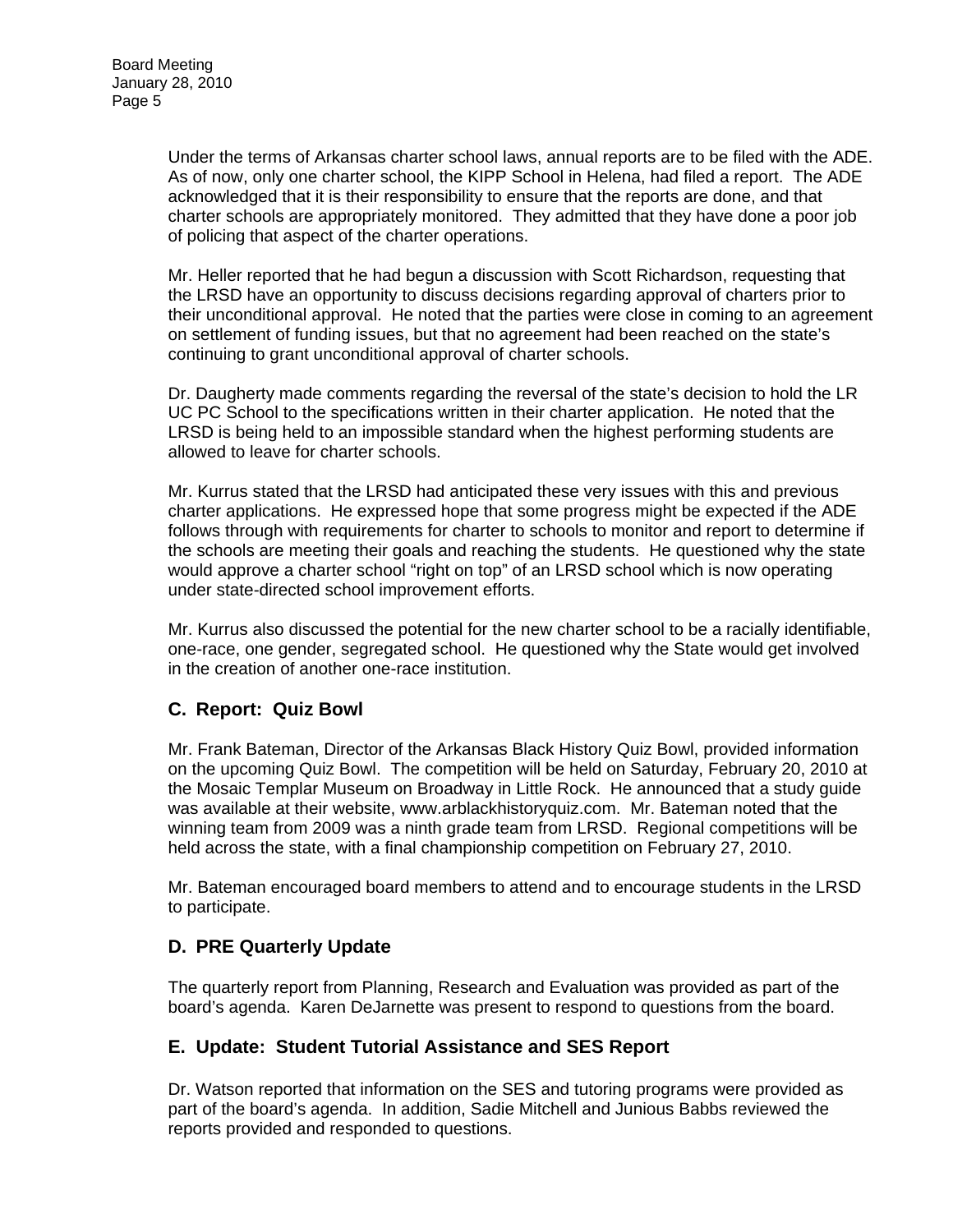Under the terms of Arkansas charter school laws, annual reports are to be filed with the ADE. As of now, only one charter school, the KIPP School in Helena, had filed a report. The ADE acknowledged that it is their responsibility to ensure that the reports are done, and that charter schools are appropriately monitored. They admitted that they have done a poor job of policing that aspect of the charter operations.

Mr. Heller reported that he had begun a discussion with Scott Richardson, requesting that the LRSD have an opportunity to discuss decisions regarding approval of charters prior to their unconditional approval. He noted that the parties were close in coming to an agreement on settlement of funding issues, but that no agreement had been reached on the state's continuing to grant unconditional approval of charter schools.

Dr. Daugherty made comments regarding the reversal of the state's decision to hold the LR UC PC School to the specifications written in their charter application. He noted that the LRSD is being held to an impossible standard when the highest performing students are allowed to leave for charter schools.

Mr. Kurrus stated that the LRSD had anticipated these very issues with this and previous charter applications. He expressed hope that some progress might be expected if the ADE follows through with requirements for charter to schools to monitor and report to determine if the schools are meeting their goals and reaching the students. He questioned why the state would approve a charter school "right on top" of an LRSD school which is now operating under state-directed school improvement efforts.

Mr. Kurrus also discussed the potential for the new charter school to be a racially identifiable, one-race, one gender, segregated school. He questioned why the State would get involved in the creation of another one-race institution.

## C. Report: Quiz Bowl

Mr. Frank Bateman, Director of the Arkansas Black History Quiz Bowl, provided information on the upcoming Quiz Bowl. The competition will be held on Saturday, February 20, 2010 at the Mosaic Templar Museum on Broadway in Little Rock. He announced that a study guide was available at their website, www.arblackhistoryquiz.com. Mr. Bateman noted that the winning team from 2009 was a ninth grade team from LRSD. Regional competitions will be held across the state, with a final championship competition on February 27, 2010.

Mr. Bateman encouraged board members to attend and to encourage students in the LRSD to participate.

## D. PRE Quarterly Update

The quarterly report from Planning, Research and Evaluation was provided as part of the board's agenda. Karen DeJarnette was present to respond to questions from the board.

## E. Update: Student Tutorial Assistance and SES Report

Dr. Watson reported that information on the SES and tutoring programs were provided as part of the board's agenda. In addition, Sadie Mitchell and Junious Babbs reviewed the reports provided and responded to questions.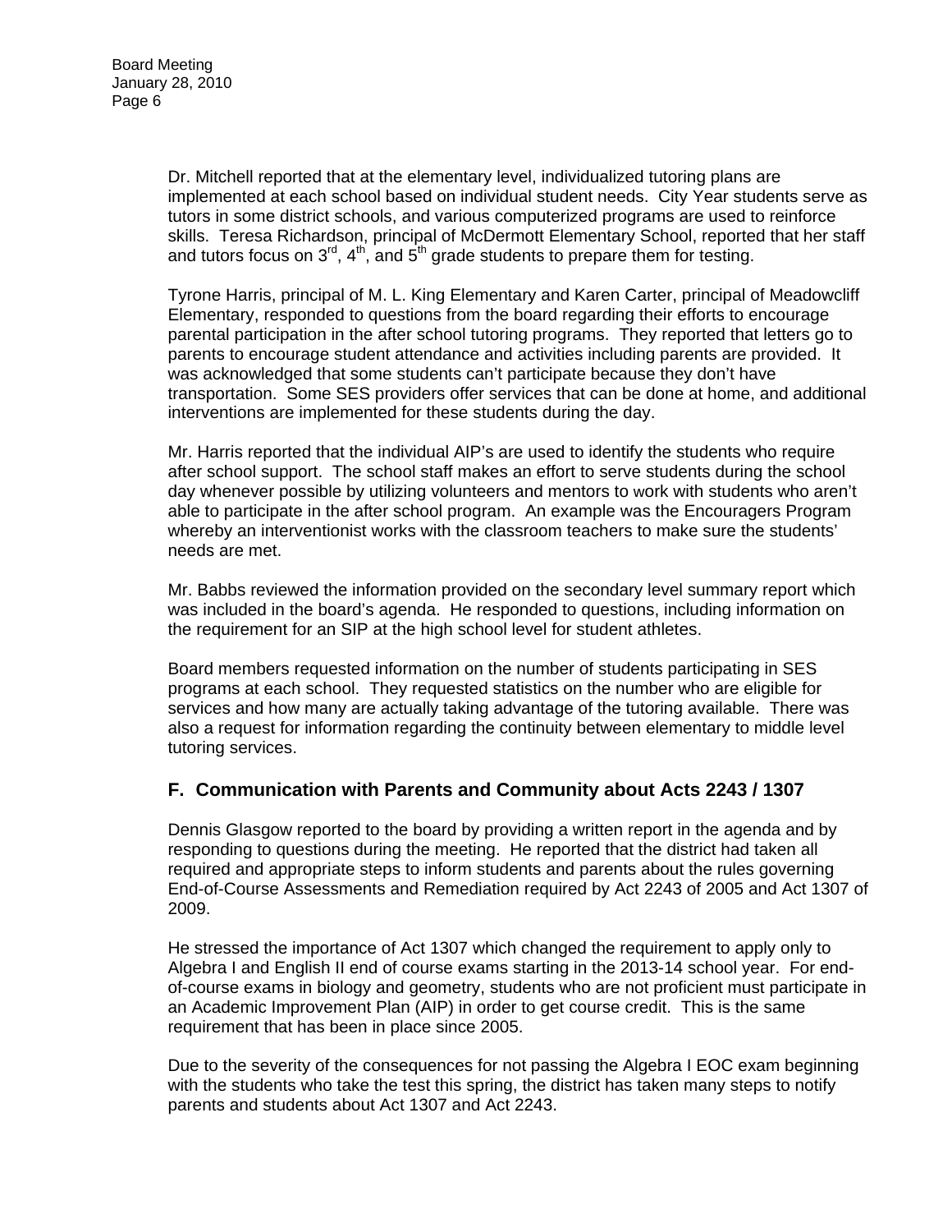Dr. Mitchell reported that at the elementary level, individualized tutoring plans are implemented at each school based on individual student needs. City Year students serve as tutors in some district schools, and various computerized programs are used to reinforce skills. Teresa Richardson, principal of McDermott Elementary School, reported that her staff and tutors focus on 3rd, 4th, and 5th grade students to prepare them for testing.

Tyrone Harris, principal of M. L. King Elementary and Karen Carter, principal of Meadowcliff Elementary, responded to questions from the board regarding their efforts to encourage parental participation in the after school tutoring programs. They reported that letters go to parents to encourage student attendance and activities including parents are provided. It was acknowledged that some students can't participate because they don't have transportation. Some SES providers offer services that can be done at home, and additional interventions are implemented for these students during the day.

Mr. Harris reported that the individual AIP's are used to identify the students who require after school support. The school staff makes an effort to serve students during the school day whenever possible by utilizing volunteers and mentors to work with students who aren't able to participate in the after school program. An example was the Encouragers Program whereby an interventionist works with the classroom teachers to make sure the students' needs are met.

Mr. Babbs reviewed the information provided on the secondary level summary report which was included in the board's agenda. He responded to questions, including information on the requirement for an SIP at the high school level for student athletes.

Board members requested information on the number of students participating in SES programs at each school. They requested statistics on the number who are eligible for services and how many are actually taking advantage of the tutoring available. There was also a request for information regarding the continuity between elementary to middle level tutoring services.

## F. Communication with Parents and Community about Acts 2243 / 1307

Dennis Glasgow reported to the board by providing a written report in the agenda and by responding to questions during the meeting. He reported that the district had taken all required and appropriate steps to inform students and parents about the rules governing End-of-Course Assessments and Remediation required by Act 2243 of 2005 and Act 1307 of 2009.

He stressed the importance of Act 1307 which changed the requirement to apply only to Algebra I and English II end of course exams starting in the 2013-14 school year. For end-of-course exams in biology and geometry, students who are not proficient must participate in an Academic Improvement Plan (AIP) in order to get course credit. This is the same requirement that has been in place since 2005.

Due to the severity of the consequences for not passing the Algebra I EOC exam beginning with the students who take the test this spring, the district has taken many steps to notify parents and students about Act 1307 and Act 2243.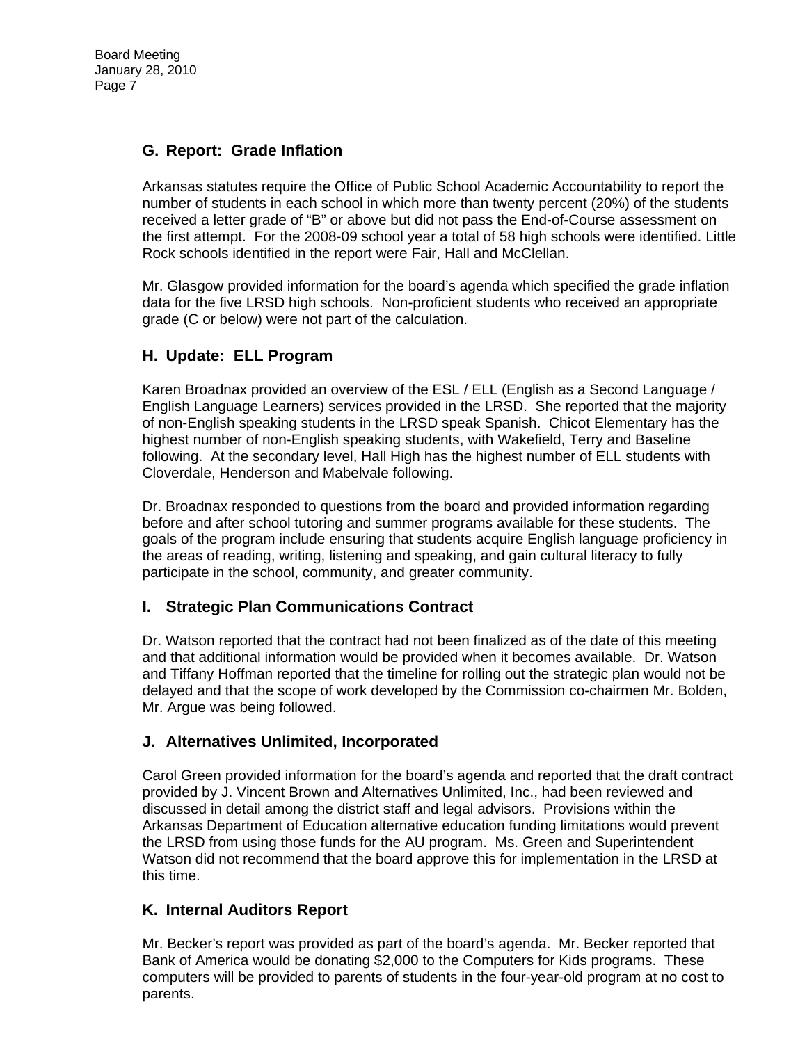## G. Report: Grade Inflation

Arkansas statutes require the Office of Public School Academic Accountability to report the number of students in each school in which more than twenty percent (20%) of the students received a letter grade of "B" or above but did not pass the End-of-Course assessment on the first attempt. For the 2008-09 school year a total of 58 high schools were identified. Little Rock schools identified in the report were Fair, Hall and McClellan.

Mr. Glasgow provided information for the board's agenda which specified the grade inflation data for the five LRSD high schools. Non-proficient students who received an appropriate grade (C or below) were not part of the calculation.

## H. Update: ELL Program

Karen Broadnax provided an overview of the ESL / ELL (English as a Second Language / English Language Learners) services provided in the LRSD. She reported that the majority of non-English speaking students in the LRSD speak Spanish. Chicot Elementary has the highest number of non-English speaking students, with Wakefield, Terry and Baseline following. At the secondary level, Hall High has the highest number of ELL students with Cloverdale, Henderson and Mabelvale following.

Dr. Broadnax responded to questions from the board and provided information regarding before and after school tutoring and summer programs available for these students. The goals of the program include ensuring that students acquire English language proficiency in the areas of reading, writing, listening and speaking, and gain cultural literacy to fully participate in the school, community, and greater community.

## I. Strategic Plan Communications Contract

Dr. Watson reported that the contract had not been finalized as of the date of this meeting and that additional information would be provided when it becomes available. Dr. Watson and Tiffany Hoffman reported that the timeline for rolling out the strategic plan would not be delayed and that the scope of work developed by the Commission co-chairmen Mr. Bolden, Mr. Argue was being followed.

## J. Alternatives Unlimited, Incorporated

Carol Green provided information for the board's agenda and reported that the draft contract provided by J. Vincent Brown and Alternatives Unlimited, Inc., had been reviewed and discussed in detail among the district staff and legal advisors. Provisions within the Arkansas Department of Education alternative education funding limitations would prevent the LRSD from using those funds for the AU program. Ms. Green and Superintendent Watson did not recommend that the board approve this for implementation in the LRSD at this time.

## K. Internal Auditors Report

Mr. Becker's report was provided as part of the board's agenda. Mr. Becker reported that Bank of America would be donating $2,000 to the Computers for Kids programs. These computers will be provided to parents of students in the four-year-old program at no cost to parents.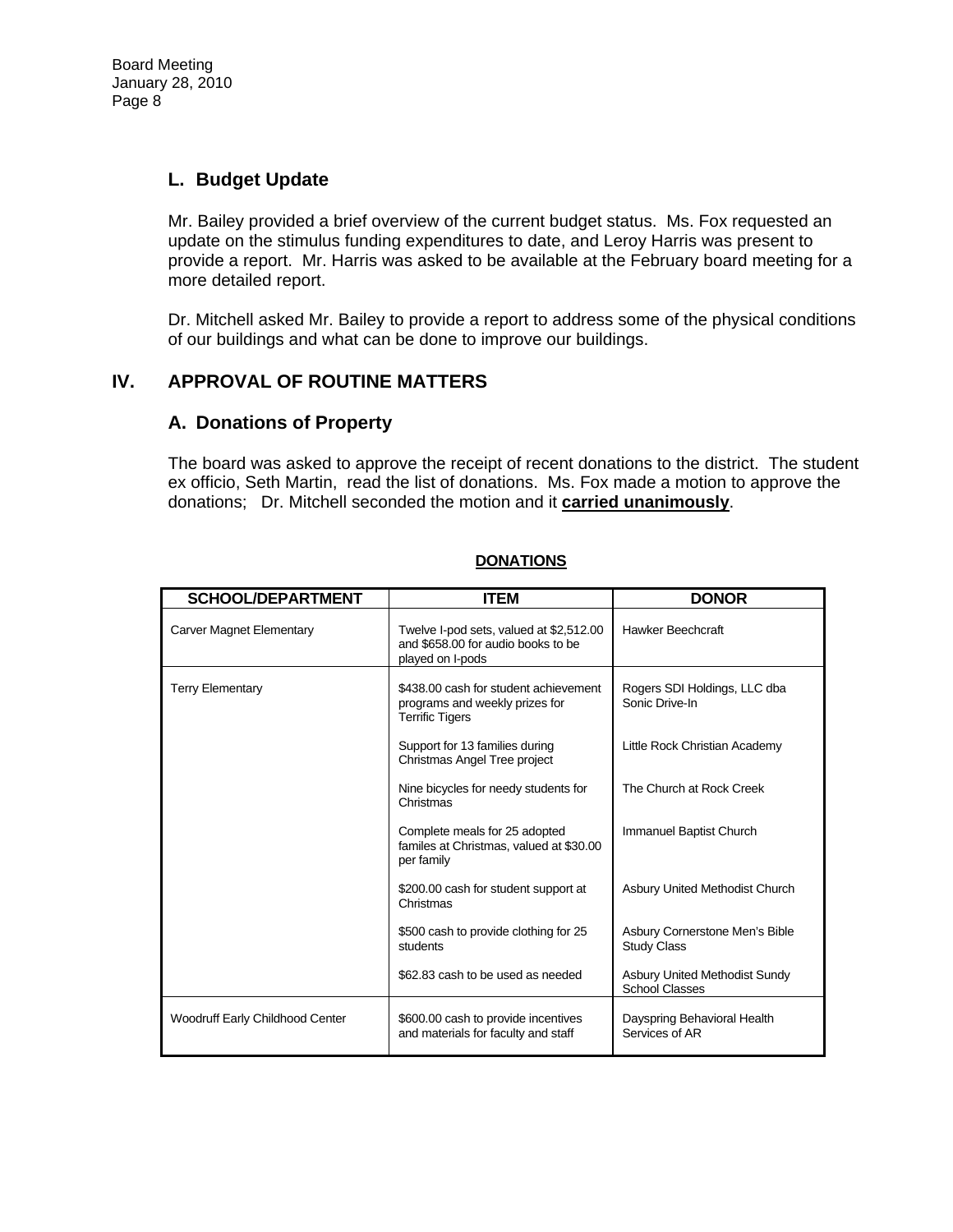### L. Budget Update

Mr. Bailey provided a brief overview of the current budget status. Ms. Fox requested an update on the stimulus funding expenditures to date, and Leroy Harris was present to provide a report. Mr. Harris was asked to be available at the February board meeting for a more detailed report.

Dr. Mitchell asked Mr. Bailey to provide a report to address some of the physical conditions of our buildings and what can be done to improve our buildings.

## IV. APPROVAL OF ROUTINE MATTERS

### A. Donations of Property

The board was asked to approve the receipt of recent donations to the district. The student ex officio, Seth Martin, read the list of donations. Ms. Fox made a motion to approve the donations; Dr. Mitchell seconded the motion and it **carried unanimously**.

**DONATIONS**

| SCHOOL/DEPARTMENT | ITEM | DONOR |
|---|---|---|
| Carver Magnet Elementary | Twelve I-pod sets, valued at $2,512.00 and $658.00 for audio books to be played on I-pods | Hawker Beechcraft |
| Terry Elementary | $438.00 cash for student achievement programs and weekly prizes for Terrific Tigers | Rogers SDI Holdings, LLC dba Sonic Drive-In |
| | Support for 13 families during Christmas Angel Tree project | Little Rock Christian Academy |
| | Nine bicycles for needy students for Christmas | The Church at Rock Creek |
| | Complete meals for 25 adopted familes at Christmas, valued at $30.00 per family | Immanuel Baptist Church |
| | $200.00 cash for student support at Christmas | Asbury United Methodist Church |
| | $500 cash to provide clothing for 25 students | Asbury Cornerstone Men's Bible Study Class |
| | $62.83 cash to be used as needed | Asbury United Methodist Sundy School Classes |
| Woodruff Early Childhood Center | $600.00 cash to provide incentives and materials for faculty and staff | Dayspring Behavioral Health Services of AR |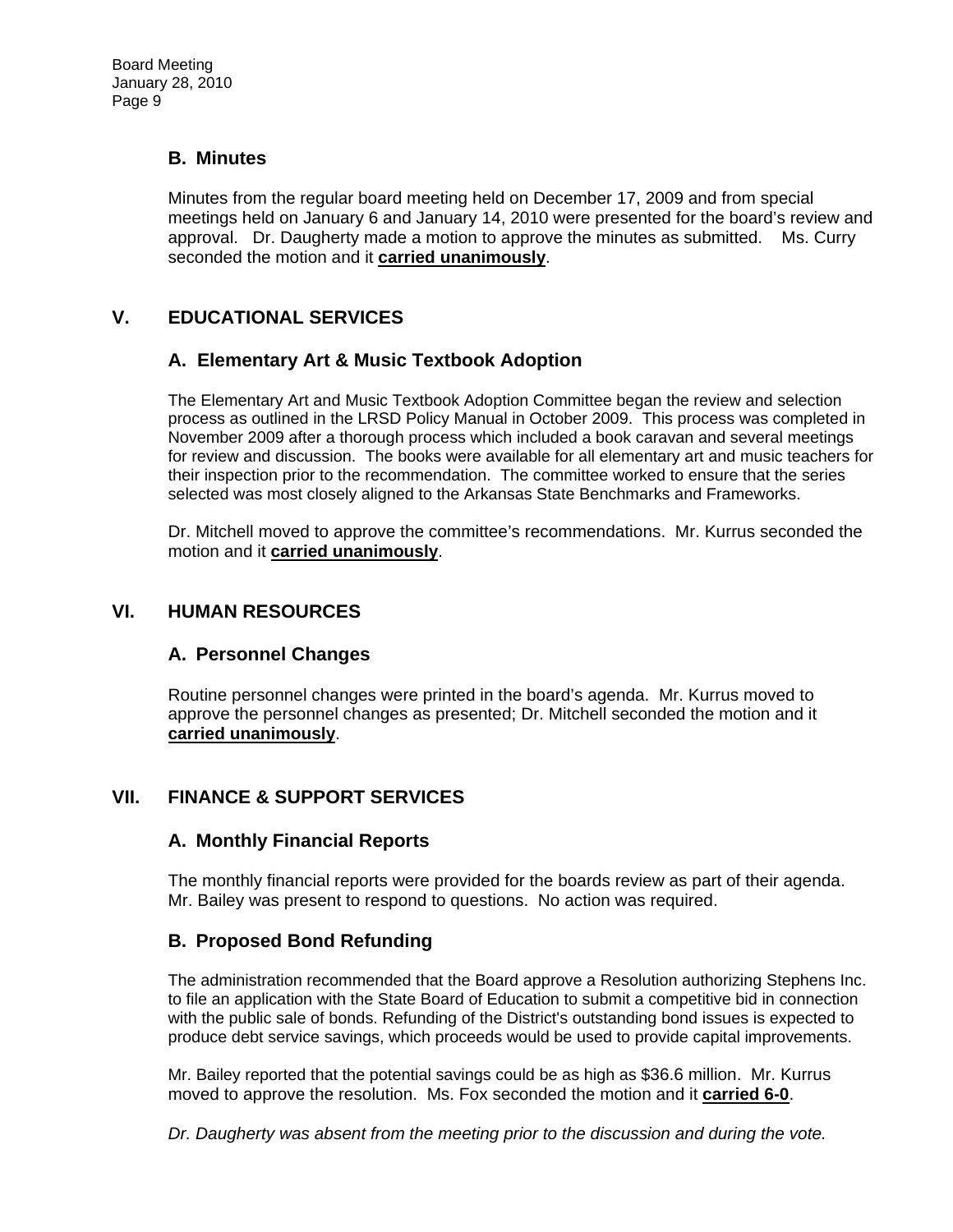### B. Minutes

Minutes from the regular board meeting held on December 17, 2009 and from special meetings held on January 6 and January 14, 2010 were presented for the board's review and approval. Dr. Daugherty made a motion to approve the minutes as submitted. Ms. Curry seconded the motion and it **carried unanimously**.

## V. EDUCATIONAL SERVICES

### A. Elementary Art & Music Textbook Adoption

The Elementary Art and Music Textbook Adoption Committee began the review and selection process as outlined in the LRSD Policy Manual in October 2009. This process was completed in November 2009 after a thorough process which included a book caravan and several meetings for review and discussion. The books were available for all elementary art and music teachers for their inspection prior to the recommendation. The committee worked to ensure that the series selected was most closely aligned to the Arkansas State Benchmarks and Frameworks.

Dr. Mitchell moved to approve the committee's recommendations. Mr. Kurrus seconded the motion and it **carried unanimously**.

## VI. HUMAN RESOURCES

### A. Personnel Changes

Routine personnel changes were printed in the board's agenda. Mr. Kurrus moved to approve the personnel changes as presented; Dr. Mitchell seconded the motion and it **carried unanimously**.

## VII. FINANCE & SUPPORT SERVICES

### A. Monthly Financial Reports

The monthly financial reports were provided for the boards review as part of their agenda. Mr. Bailey was present to respond to questions. No action was required.

### B. Proposed Bond Refunding

The administration recommended that the Board approve a Resolution authorizing Stephens Inc. to file an application with the State Board of Education to submit a competitive bid in connection with the public sale of bonds. Refunding of the District's outstanding bond issues is expected to produce debt service savings, which proceeds would be used to provide capital improvements.

Mr. Bailey reported that the potential savings could be as high as $36.6 million. Mr. Kurrus moved to approve the resolution. Ms. Fox seconded the motion and it **carried 6-0**.

*Dr. Daugherty was absent from the meeting prior to the discussion and during the vote.*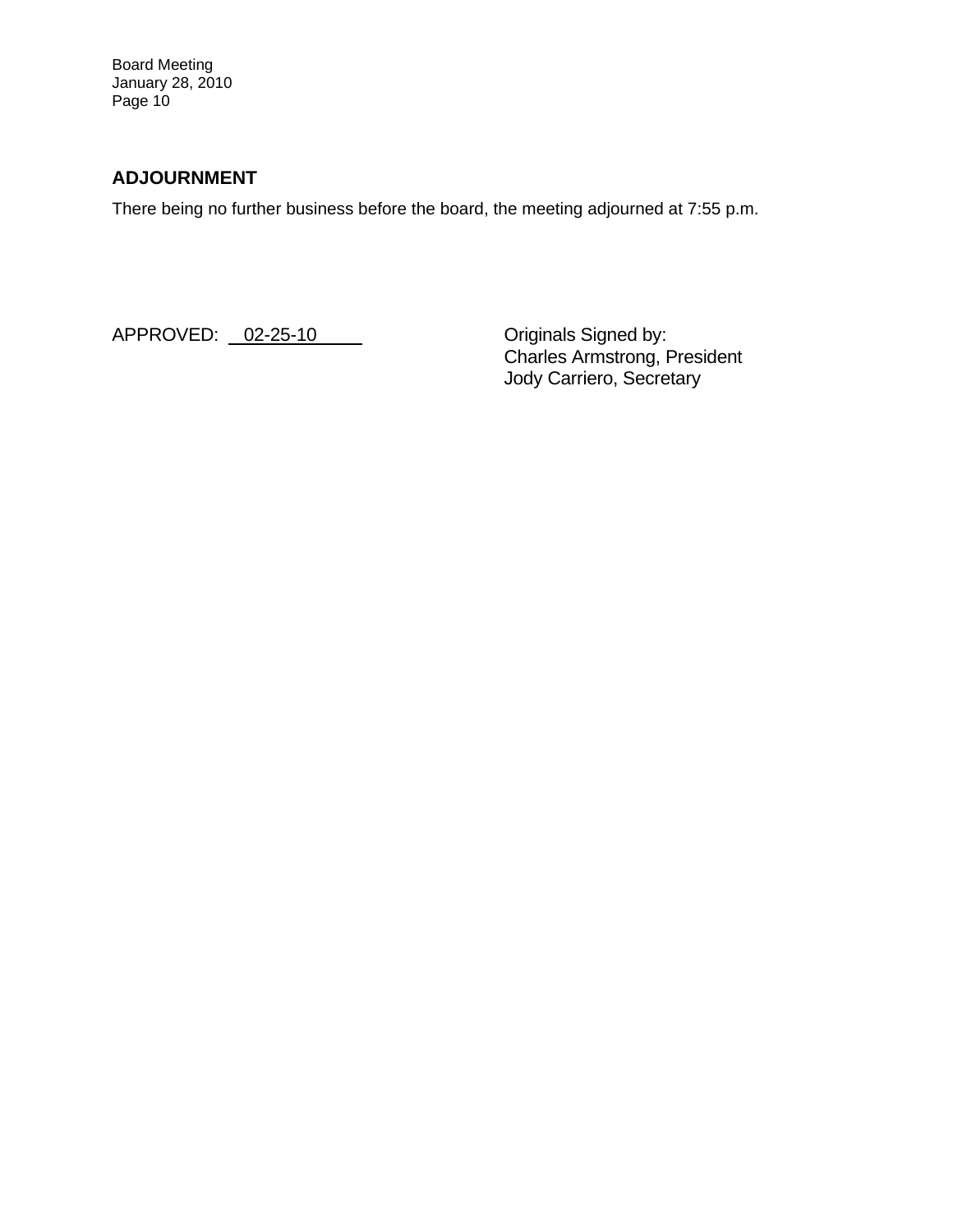## ADJOURNMENT

There being no further business before the board, the meeting adjourned at 7:55 p.m.

APPROVED: 02-25-10

Originals Signed by:
Charles Armstrong, President
Jody Carriero, Secretary